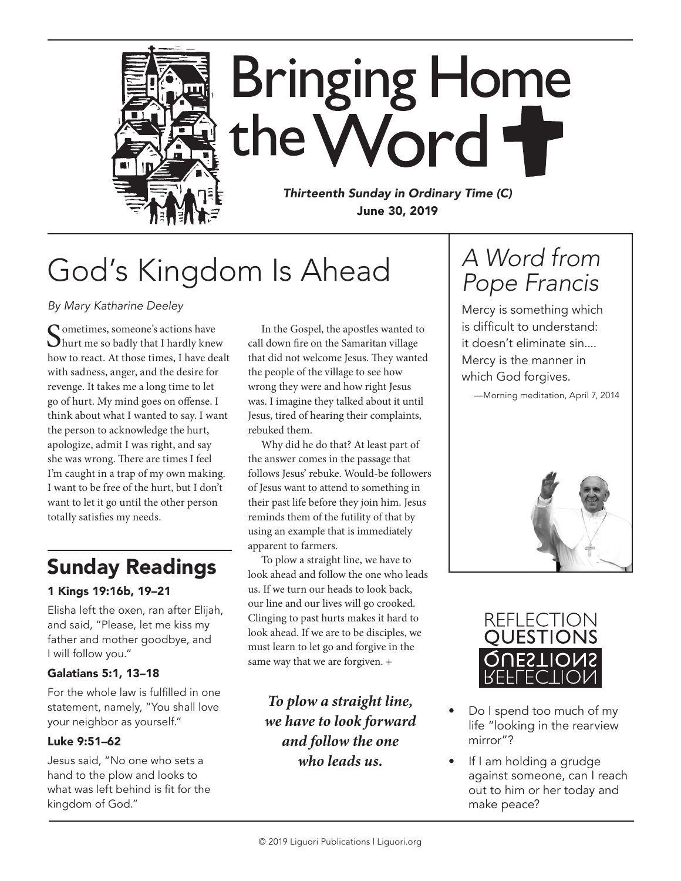# Bringing Home the Word

*Thirteenth Sunday in Ordinary Time (C)*
**June 30, 2019**

## God's Kingdom Is Ahead

*By Mary Katharine Deeley*

Sometimes, someone's actions have hurt me so badly that I hardly knew how to react. At those times, I have dealt with sadness, anger, and the desire for revenge. It takes me a long time to let go of hurt. My mind goes on offense. I think about what I wanted to say. I want the person to acknowledge the hurt, apologize, admit I was right, and say she was wrong. There are times I feel I'm caught in a trap of my own making. I want to be free of the hurt, but I don't want to let it go until the other person totally satisfies my needs.

In the Gospel, the apostles wanted to call down fire on the Samaritan village that did not welcome Jesus. They wanted the people of the village to see how wrong they were and how right Jesus was. I imagine they talked about it until Jesus, tired of hearing their complaints, rebuked them.

Why did he do that? At least part of the answer comes in the passage that follows Jesus' rebuke. Would-be followers of Jesus want to attend to something in their past life before they join him. Jesus reminds them of the futility of that by using an example that is immediately apparent to farmers.

To plow a straight line, we have to look ahead and follow the one who leads us. If we turn our heads to look back, our line and our lives will go crooked. Clinging to past hurts makes it hard to look ahead. If we are to be disciples, we must learn to let go and forgive in the same way that we are forgiven. +

***To plow a straight line, we have to look forward and follow the one who leads us.***

## Sunday Readings

### 1 Kings 19:16b, 19–21

Elisha left the oxen, ran after Elijah, and said, "Please, let me kiss my father and mother goodbye, and I will follow you."

### Galatians 5:1, 13–18

For the whole law is fulfilled in one statement, namely, "You shall love your neighbor as yourself."

### Luke 9:51–62

Jesus said, "No one who sets a hand to the plow and looks to what was left behind is fit for the kingdom of God."

## *A Word from Pope Francis*

Mercy is something which is difficult to understand: it doesn't eliminate sin.... Mercy is the manner in which God forgives.

—Morning meditation, April 7, 2014

## Reflection Questions

- Do I spend too much of my life "looking in the rearview mirror"?
- If I am holding a grudge against someone, can I reach out to him or her today and make peace?

© 2019 Liguori Publications | Liguori.org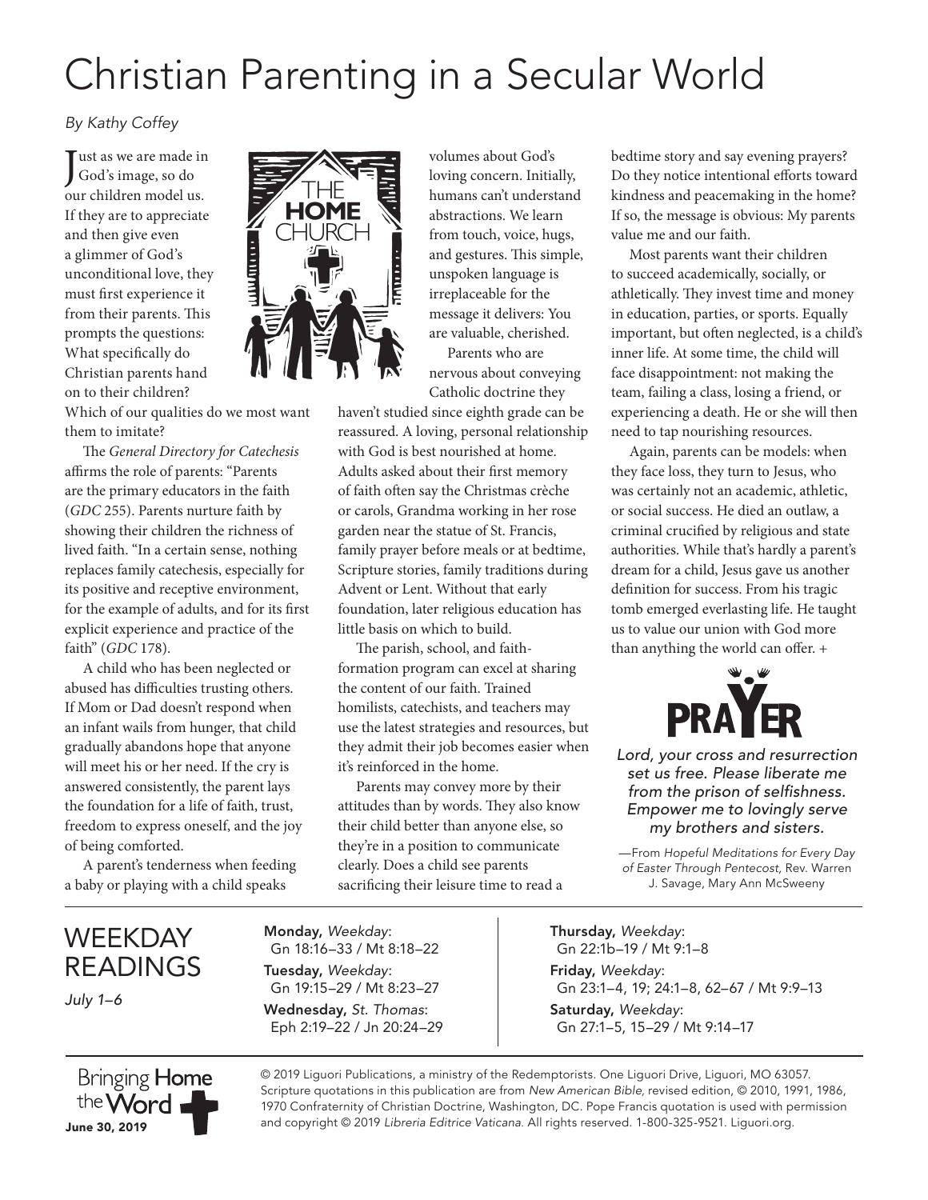# Christian Parenting in a Secular World

*By Kathy Coffey*

Just as we are made in God's image, so do our children model us. If they are to appreciate and then give even a glimmer of God's unconditional love, they must first experience it from their parents. This prompts the questions: What specifically do Christian parents hand on to their children? Which of our qualities do we most want them to imitate?

The *General Directory for Catechesis* affirms the role of parents: "Parents are the primary educators in the faith (*GDC* 255). Parents nurture faith by showing their children the richness of lived faith. "In a certain sense, nothing replaces family catechesis, especially for its positive and receptive environment, for the example of adults, and for its first explicit experience and practice of the faith" (*GDC* 178).

A child who has been neglected or abused has difficulties trusting others. If Mom or Dad doesn't respond when an infant wails from hunger, that child gradually abandons hope that anyone will meet his or her need. If the cry is answered consistently, the parent lays the foundation for a life of faith, trust, freedom to express oneself, and the joy of being comforted.

A parent's tenderness when feeding a baby or playing with a child speaks volumes about God's loving concern. Initially, humans can't understand abstractions. We learn from touch, voice, hugs, and gestures. This simple, unspoken language is irreplaceable for the message it delivers: You are valuable, cherished.

Parents who are nervous about conveying Catholic doctrine they haven't studied since eighth grade can be reassured. A loving, personal relationship with God is best nourished at home. Adults asked about their first memory of faith often say the Christmas crèche or carols, Grandma working in her rose garden near the statue of St. Francis, family prayer before meals or at bedtime, Scripture stories, family traditions during Advent or Lent. Without that early foundation, later religious education has little basis on which to build.

The parish, school, and faith-formation program can excel at sharing the content of our faith. Trained homilists, catechists, and teachers may use the latest strategies and resources, but they admit their job becomes easier when it's reinforced in the home.

Parents may convey more by their attitudes than by words. They also know their child better than anyone else, so they're in a position to communicate clearly. Does a child see parents sacrificing their leisure time to read a bedtime story and say evening prayers? Do they notice intentional efforts toward kindness and peacemaking in the home? If so, the message is obvious: My parents value me and our faith.

Most parents want their children to succeed academically, socially, or athletically. They invest time and money in education, parties, or sports. Equally important, but often neglected, is a child's inner life. At some time, the child will face disappointment: not making the team, failing a class, losing a friend, or experiencing a death. He or she will then need to tap nourishing resources.

Again, parents can be models: when they face loss, they turn to Jesus, who was certainly not an academic, athletic, or social success. He died an outlaw, a criminal crucified by religious and state authorities. While that's hardly a parent's dream for a child, Jesus gave us another definition for success. From his tragic tomb emerged everlasting life. He taught us to value our union with God more than anything the world can offer. +

## PRAYER

*Lord, your cross and resurrection set us free. Please liberate me from the prison of selfishness. Empower me to lovingly serve my brothers and sisters.*

—From *Hopeful Meditations for Every Day of Easter Through Pentecost,* Rev. Warren J. Savage, Mary Ann McSweeny

## WEEKDAY READINGS

*July 1–6*

**Monday,** *Weekday*:
Gn 18:16–33 / Mt 8:18–22

**Tuesday,** *Weekday*:
Gn 19:15–29 / Mt 8:23–27

**Wednesday,** *St. Thomas*:
Eph 2:19–22 / Jn 20:24–29

**Thursday,** *Weekday*:
Gn 22:1b–19 / Mt 9:1–8

**Friday,** *Weekday*:
Gn 23:1–4, 19; 24:1–8, 62–67 / Mt 9:9–13

**Saturday,** *Weekday*:
Gn 27:1–5, 15–29 / Mt 9:14–17

Bringing Home the Word
**June 30, 2019**

© 2019 Liguori Publications, a ministry of the Redemptorists. One Liguori Drive, Liguori, MO 63057. Scripture quotations in this publication are from *New American Bible,* revised edition, © 2010, 1991, 1986, 1970 Confraternity of Christian Doctrine, Washington, DC. Pope Francis quotation is used with permission and copyright © 2019 *Libreria Editrice Vaticana.* All rights reserved. 1-800-325-9521. Liguori.org.